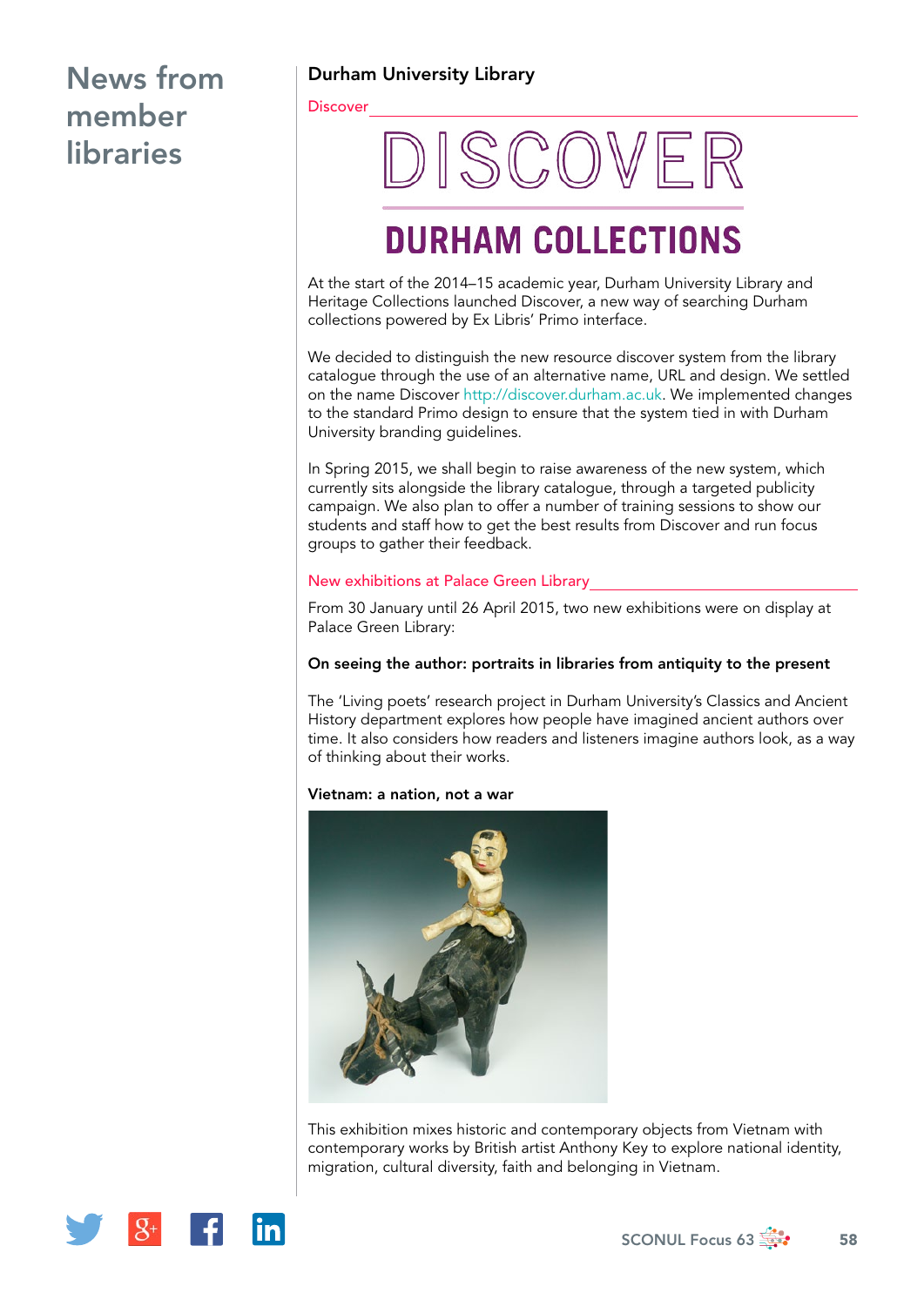# News from member libraries

## Durham University Library

### Discover

DISCOVER

DURHAM COLLECTIONS

At the start of the 2014–15 academic year, Durham University Library and Heritage Collections launched Discover, a new way of searching Durham collections powered by Ex Libris' Primo interface.

We decided to distinguish the new resource discover system from the library catalogue through the use of an alternative name, URL and design. We settled on the name Discover http://discover.durham.ac.uk. We implemented changes to the standard Primo design to ensure that the system tied in with Durham University branding guidelines.

In Spring 2015, we shall begin to raise awareness of the new system, which currently sits alongside the library catalogue, through a targeted publicity campaign. We also plan to offer a number of training sessions to show our students and staff how to get the best results from Discover and run focus groups to gather their feedback.

### New exhibitions at Palace Green Library

From 30 January until 26 April 2015, two new exhibitions were on display at Palace Green Library:

**On seeing the author: portraits in libraries from antiquity to the present**

The 'Living poets' research project in Durham University's Classics and Ancient History department explores how people have imagined ancient authors over time. It also considers how readers and listeners imagine authors look, as a way of thinking about their works.

**Vietnam: a nation, not a war**

This exhibition mixes historic and contemporary objects from Vietnam with contemporary works by British artist Anthony Key to explore national identity, migration, cultural diversity, faith and belonging in Vietnam.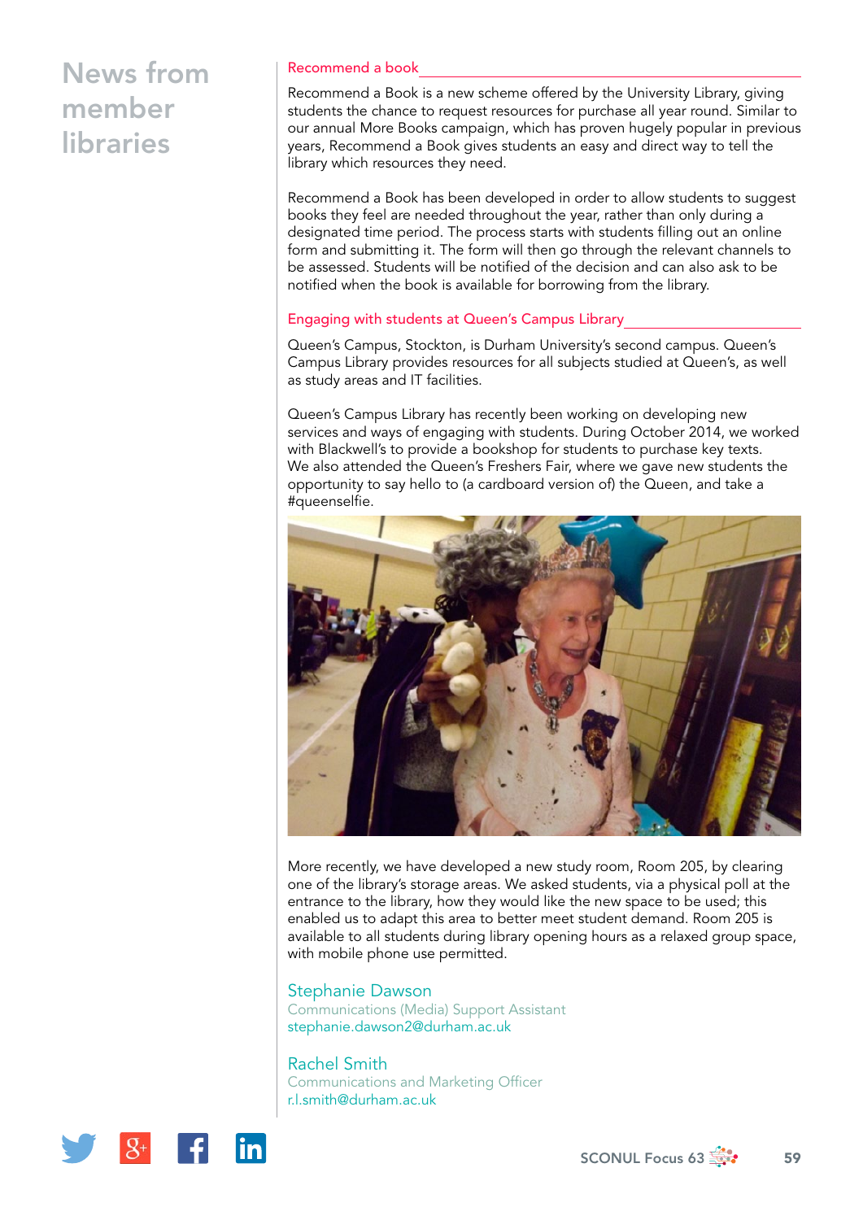# News from member libraries

## Recommend a book

Recommend a Book is a new scheme offered by the University Library, giving students the chance to request resources for purchase all year round. Similar to our annual More Books campaign, which has proven hugely popular in previous years, Recommend a Book gives students an easy and direct way to tell the library which resources they need.

Recommend a Book has been developed in order to allow students to suggest books they feel are needed throughout the year, rather than only during a designated time period. The process starts with students filling out an online form and submitting it. The form will then go through the relevant channels to be assessed. Students will be notified of the decision and can also ask to be notified when the book is available for borrowing from the library.

## Engaging with students at Queen's Campus Library

Queen's Campus, Stockton, is Durham University's second campus. Queen's Campus Library provides resources for all subjects studied at Queen's, as well as study areas and IT facilities.

Queen's Campus Library has recently been working on developing new services and ways of engaging with students. During October 2014, we worked with Blackwell's to provide a bookshop for students to purchase key texts. We also attended the Queen's Freshers Fair, where we gave new students the opportunity to say hello to (a cardboard version of) the Queen, and take a #queenselfie.

More recently, we have developed a new study room, Room 205, by clearing one of the library's storage areas. We asked students, via a physical poll at the entrance to the library, how they would like the new space to be used; this enabled us to adapt this area to better meet student demand. Room 205 is available to all students during library opening hours as a relaxed group space, with mobile phone use permitted.

Stephanie Dawson
Communications (Media) Support Assistant
stephanie.dawson2@durham.ac.uk

Rachel Smith
Communications and Marketing Officer
r.l.smith@durham.ac.uk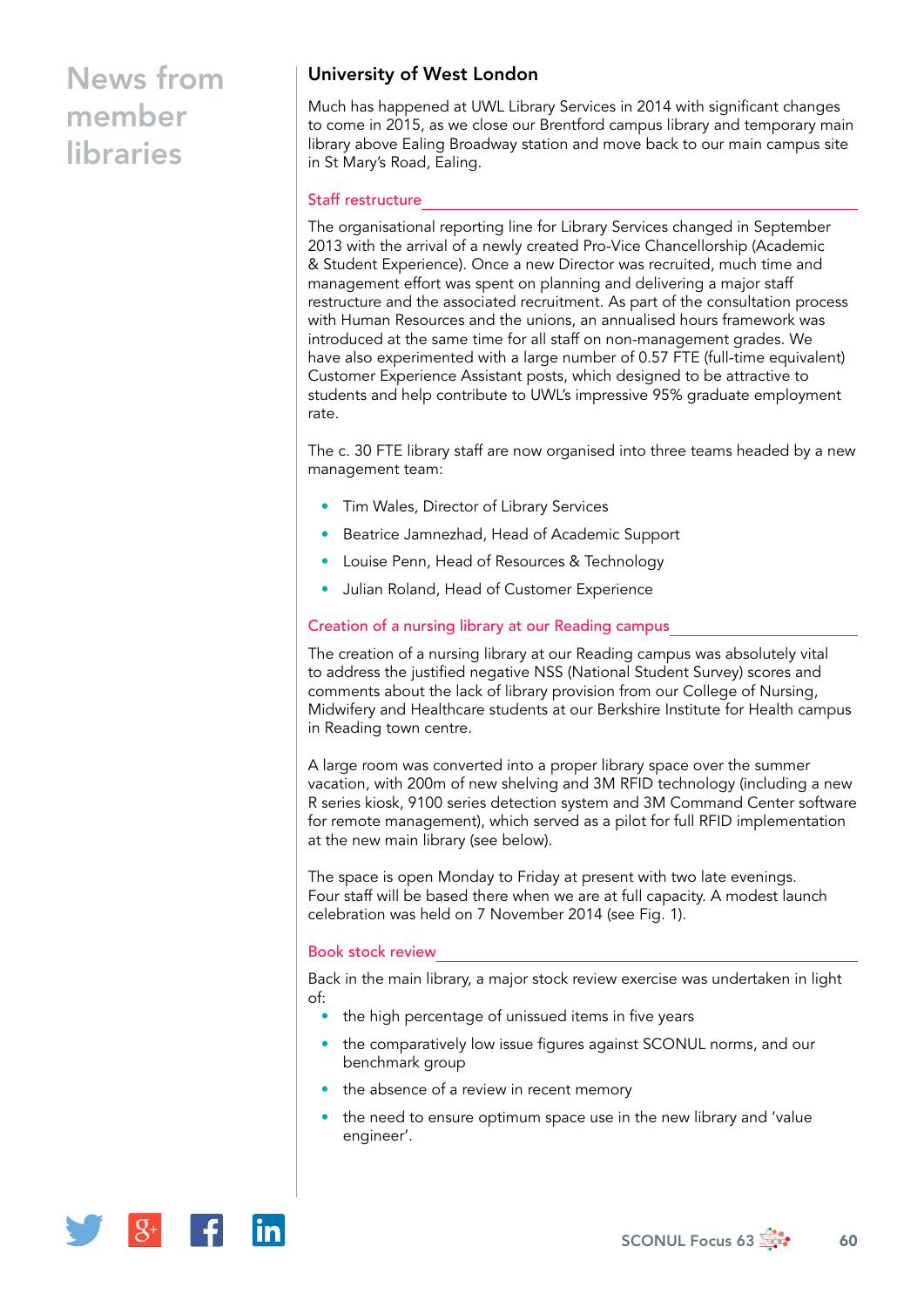## University of West London

Much has happened at UWL Library Services in 2014 with significant changes to come in 2015, as we close our Brentford campus library and temporary main library above Ealing Broadway station and move back to our main campus site in St Mary's Road, Ealing.

### Staff restructure

The organisational reporting line for Library Services changed in September 2013 with the arrival of a newly created Pro-Vice Chancellorship (Academic & Student Experience). Once a new Director was recruited, much time and management effort was spent on planning and delivering a major staff restructure and the associated recruitment. As part of the consultation process with Human Resources and the unions, an annualised hours framework was introduced at the same time for all staff on non-management grades. We have also experimented with a large number of 0.57 FTE (full-time equivalent) Customer Experience Assistant posts, which designed to be attractive to students and help contribute to UWL's impressive 95% graduate employment rate.

The c. 30 FTE library staff are now organised into three teams headed by a new management team:

- Tim Wales, Director of Library Services
- Beatrice Jamnezhad, Head of Academic Support
- Louise Penn, Head of Resources & Technology
- Julian Roland, Head of Customer Experience

### Creation of a nursing library at our Reading campus

The creation of a nursing library at our Reading campus was absolutely vital to address the justified negative NSS (National Student Survey) scores and comments about the lack of library provision from our College of Nursing, Midwifery and Healthcare students at our Berkshire Institute for Health campus in Reading town centre.

A large room was converted into a proper library space over the summer vacation, with 200m of new shelving and 3M RFID technology (including a new R series kiosk, 9100 series detection system and 3M Command Center software for remote management), which served as a pilot for full RFID implementation at the new main library (see below).

The space is open Monday to Friday at present with two late evenings. Four staff will be based there when we are at full capacity. A modest launch celebration was held on 7 November 2014 (see Fig. 1).

### Book stock review

Back in the main library, a major stock review exercise was undertaken in light of:

- the high percentage of unissued items in five years
- the comparatively low issue figures against SCONUL norms, and our benchmark group
- the absence of a review in recent memory
- the need to ensure optimum space use in the new library and 'value engineer'.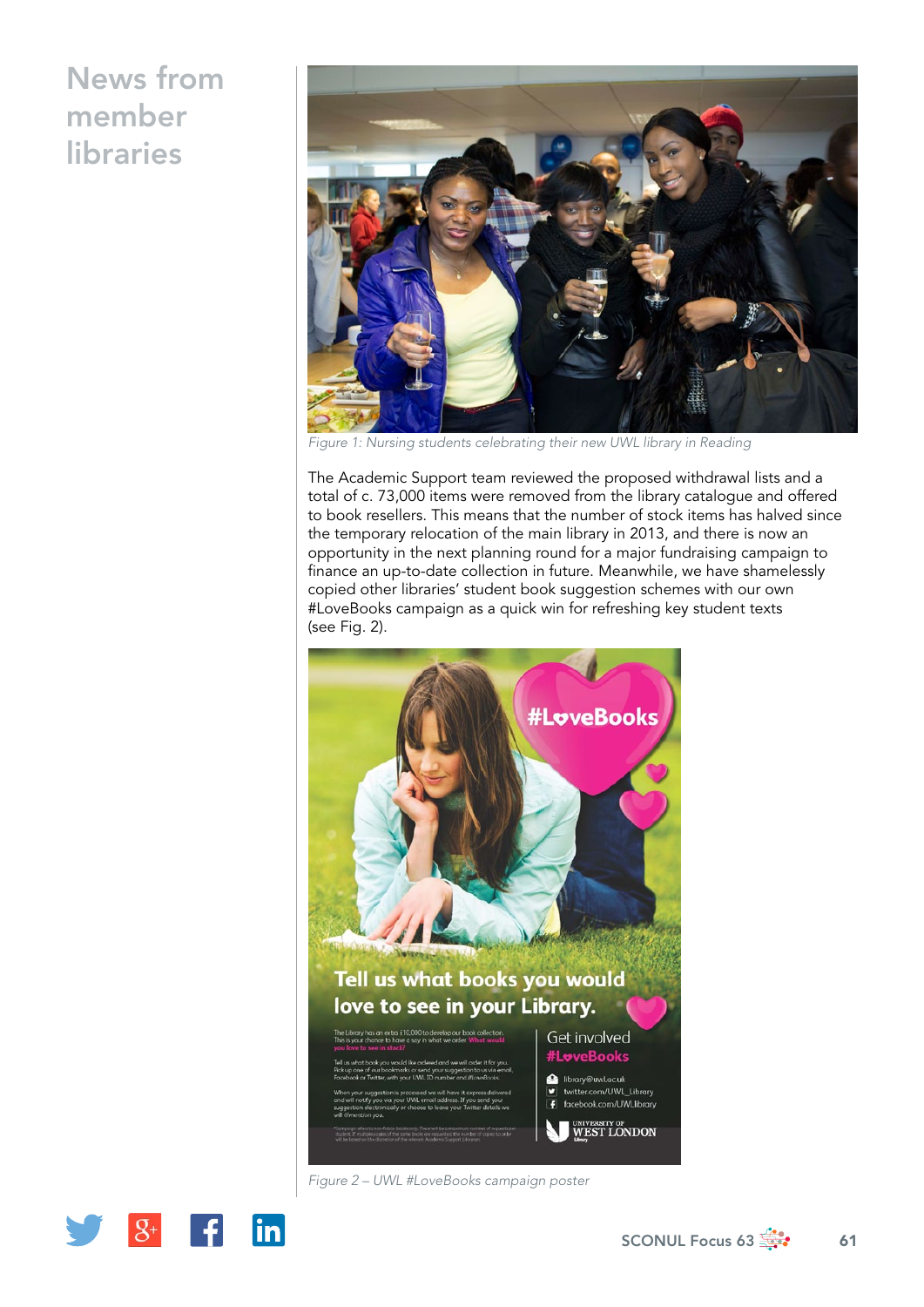# News from member libraries

Figure 1: Nursing students celebrating their new UWL library in Reading

The Academic Support team reviewed the proposed withdrawal lists and a total of c. 73,000 items were removed from the library catalogue and offered to book resellers. This means that the number of stock items has halved since the temporary relocation of the main library in 2013, and there is now an opportunity in the next planning round for a major fundraising campaign to finance an up-to-date collection in future. Meanwhile, we have shamelessly copied other libraries' student book suggestion schemes with our own #LoveBooks campaign as a quick win for refreshing key student texts (see Fig. 2).

Figure 2 – UWL #LoveBooks campaign poster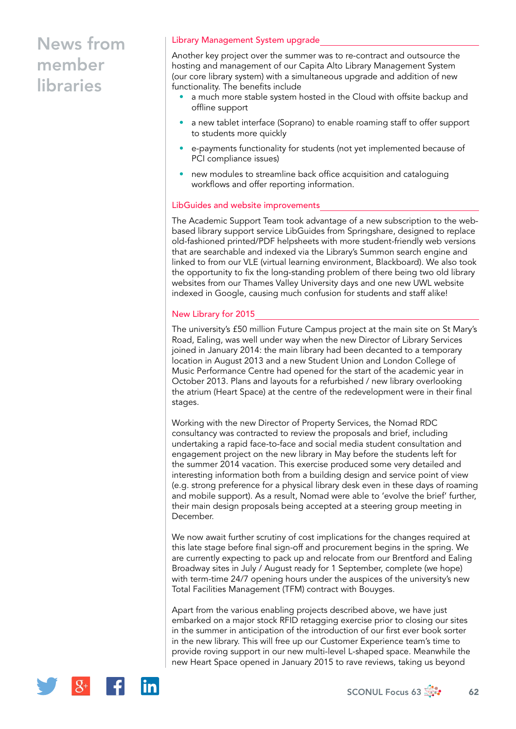# News from member libraries

## Library Management System upgrade

Another key project over the summer was to re-contract and outsource the hosting and management of our Capita Alto Library Management System (our core library system) with a simultaneous upgrade and addition of new functionality. The benefits include

- a much more stable system hosted in the Cloud with offsite backup and offline support
- a new tablet interface (Soprano) to enable roaming staff to offer support to students more quickly
- e-payments functionality for students (not yet implemented because of PCI compliance issues)
- new modules to streamline back office acquisition and cataloguing workflows and offer reporting information.

## LibGuides and website improvements

The Academic Support Team took advantage of a new subscription to the web-based library support service LibGuides from Springshare, designed to replace old-fashioned printed/PDF helpsheets with more student-friendly web versions that are searchable and indexed via the Library's Summon search engine and linked to from our VLE (virtual learning environment, Blackboard). We also took the opportunity to fix the long-standing problem of there being two old library websites from our Thames Valley University days and one new UWL website indexed in Google, causing much confusion for students and staff alike!

## New Library for 2015

The university's £50 million Future Campus project at the main site on St Mary's Road, Ealing, was well under way when the new Director of Library Services joined in January 2014: the main library had been decanted to a temporary location in August 2013 and a new Student Union and London College of Music Performance Centre had opened for the start of the academic year in October 2013. Plans and layouts for a refurbished / new library overlooking the atrium (Heart Space) at the centre of the redevelopment were in their final stages.

Working with the new Director of Property Services, the Nomad RDC consultancy was contracted to review the proposals and brief, including undertaking a rapid face-to-face and social media student consultation and engagement project on the new library in May before the students left for the summer 2014 vacation. This exercise produced some very detailed and interesting information both from a building design and service point of view (e.g. strong preference for a physical library desk even in these days of roaming and mobile support). As a result, Nomad were able to 'evolve the brief' further, their main design proposals being accepted at a steering group meeting in December.

We now await further scrutiny of cost implications for the changes required at this late stage before final sign-off and procurement begins in the spring. We are currently expecting to pack up and relocate from our Brentford and Ealing Broadway sites in July / August ready for 1 September, complete (we hope) with term-time 24/7 opening hours under the auspices of the university's new Total Facilities Management (TFM) contract with Bouyges.

Apart from the various enabling projects described above, we have just embarked on a major stock RFID retagging exercise prior to closing our sites in the summer in anticipation of the introduction of our first ever book sorter in the new library. This will free up our Customer Experience team's time to provide roving support in our new multi-level L-shaped space. Meanwhile the new Heart Space opened in January 2015 to rave reviews, taking us beyond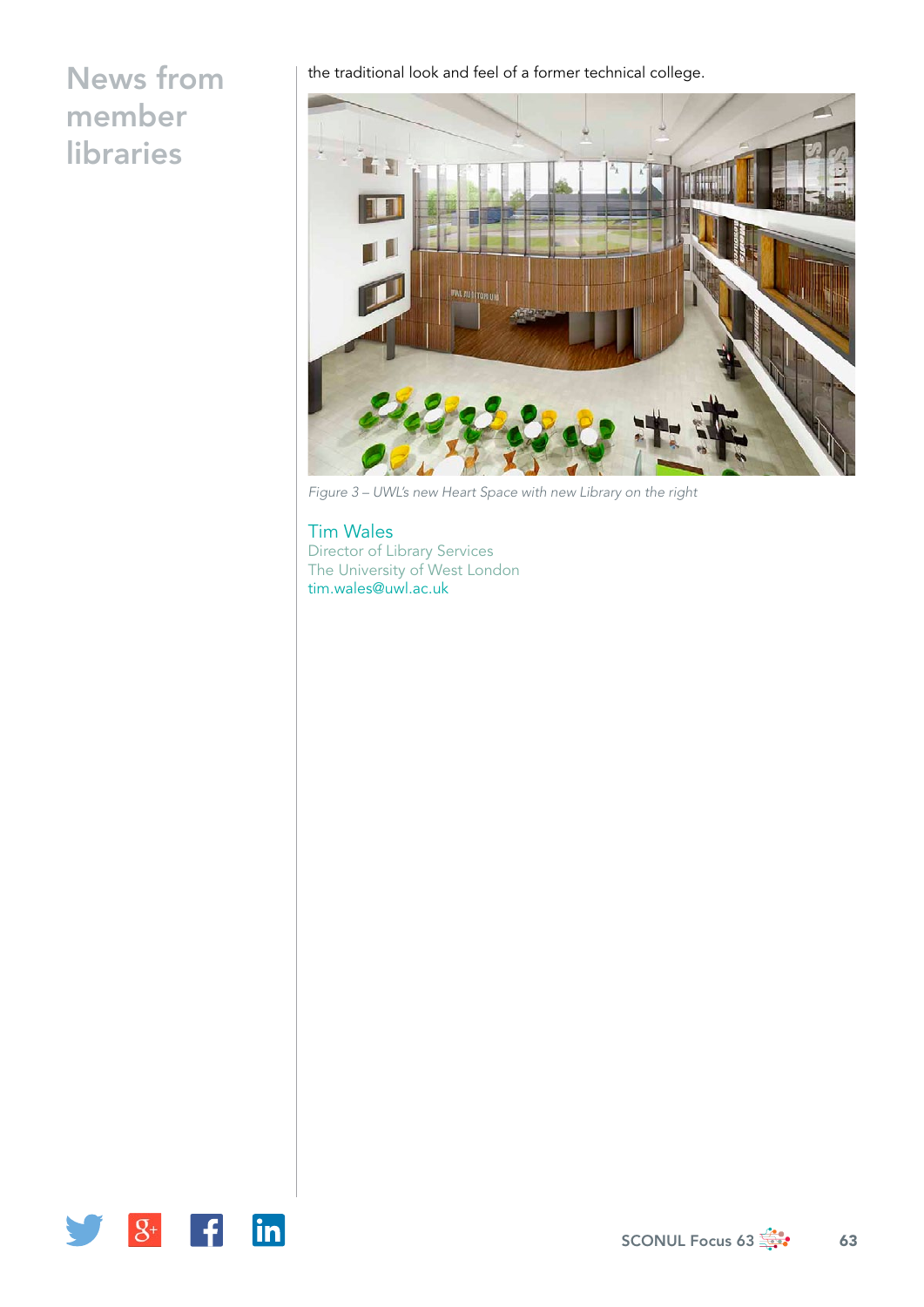the traditional look and feel of a former technical college.

*Figure 3 – UWL's new Heart Space with new Library on the right*

Tim Wales
Director of Library Services
The University of West London
tim.wales@uwl.ac.uk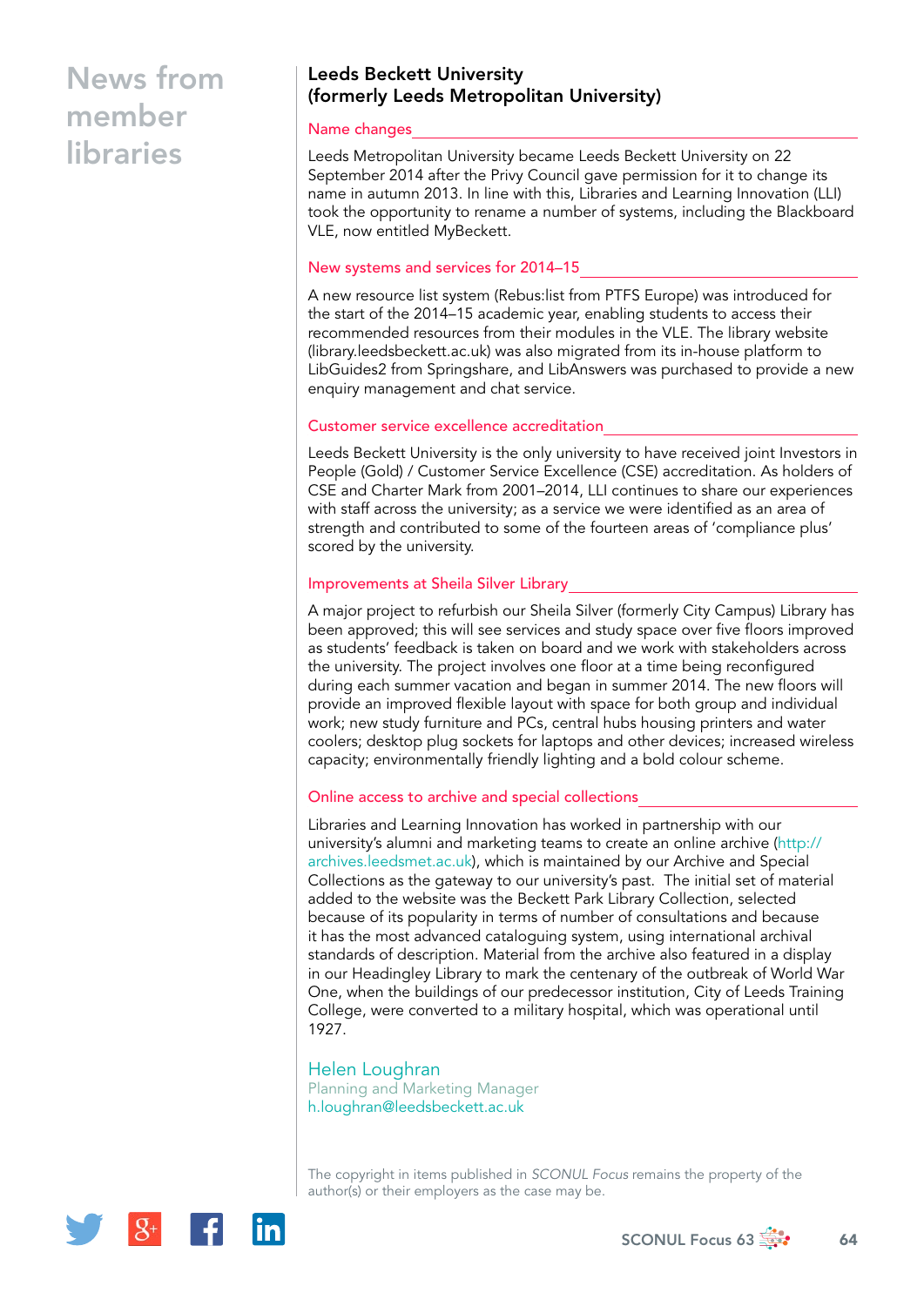News from member libraries

## Leeds Beckett University (formerly Leeds Metropolitan University)

### Name changes

Leeds Metropolitan University became Leeds Beckett University on 22 September 2014 after the Privy Council gave permission for it to change its name in autumn 2013. In line with this, Libraries and Learning Innovation (LLI) took the opportunity to rename a number of systems, including the Blackboard VLE, now entitled MyBeckett.

### New systems and services for 2014–15

A new resource list system (Rebus:list from PTFS Europe) was introduced for the start of the 2014–15 academic year, enabling students to access their recommended resources from their modules in the VLE. The library website (library.leedsbeckett.ac.uk) was also migrated from its in-house platform to LibGuides2 from Springshare, and LibAnswers was purchased to provide a new enquiry management and chat service.

### Customer service excellence accreditation

Leeds Beckett University is the only university to have received joint Investors in People (Gold) / Customer Service Excellence (CSE) accreditation. As holders of CSE and Charter Mark from 2001–2014, LLI continues to share our experiences with staff across the university; as a service we were identified as an area of strength and contributed to some of the fourteen areas of 'compliance plus' scored by the university.

### Improvements at Sheila Silver Library

A major project to refurbish our Sheila Silver (formerly City Campus) Library has been approved; this will see services and study space over five floors improved as students' feedback is taken on board and we work with stakeholders across the university. The project involves one floor at a time being reconfigured during each summer vacation and began in summer 2014. The new floors will provide an improved flexible layout with space for both group and individual work; new study furniture and PCs, central hubs housing printers and water coolers; desktop plug sockets for laptops and other devices; increased wireless capacity; environmentally friendly lighting and a bold colour scheme.

### Online access to archive and special collections

Libraries and Learning Innovation has worked in partnership with our university's alumni and marketing teams to create an online archive (http://archives.leedsmet.ac.uk), which is maintained by our Archive and Special Collections as the gateway to our university's past. The initial set of material added to the website was the Beckett Park Library Collection, selected because of its popularity in terms of number of consultations and because it has the most advanced cataloguing system, using international archival standards of description. Material from the archive also featured in a display in our Headingley Library to mark the centenary of the outbreak of World War One, when the buildings of our predecessor institution, City of Leeds Training College, were converted to a military hospital, which was operational until 1927.

Helen Loughran
Planning and Marketing Manager
h.loughran@leedsbeckett.ac.uk

The copyright in items published in *SCONUL Focus* remains the property of the author(s) or their employers as the case may be.